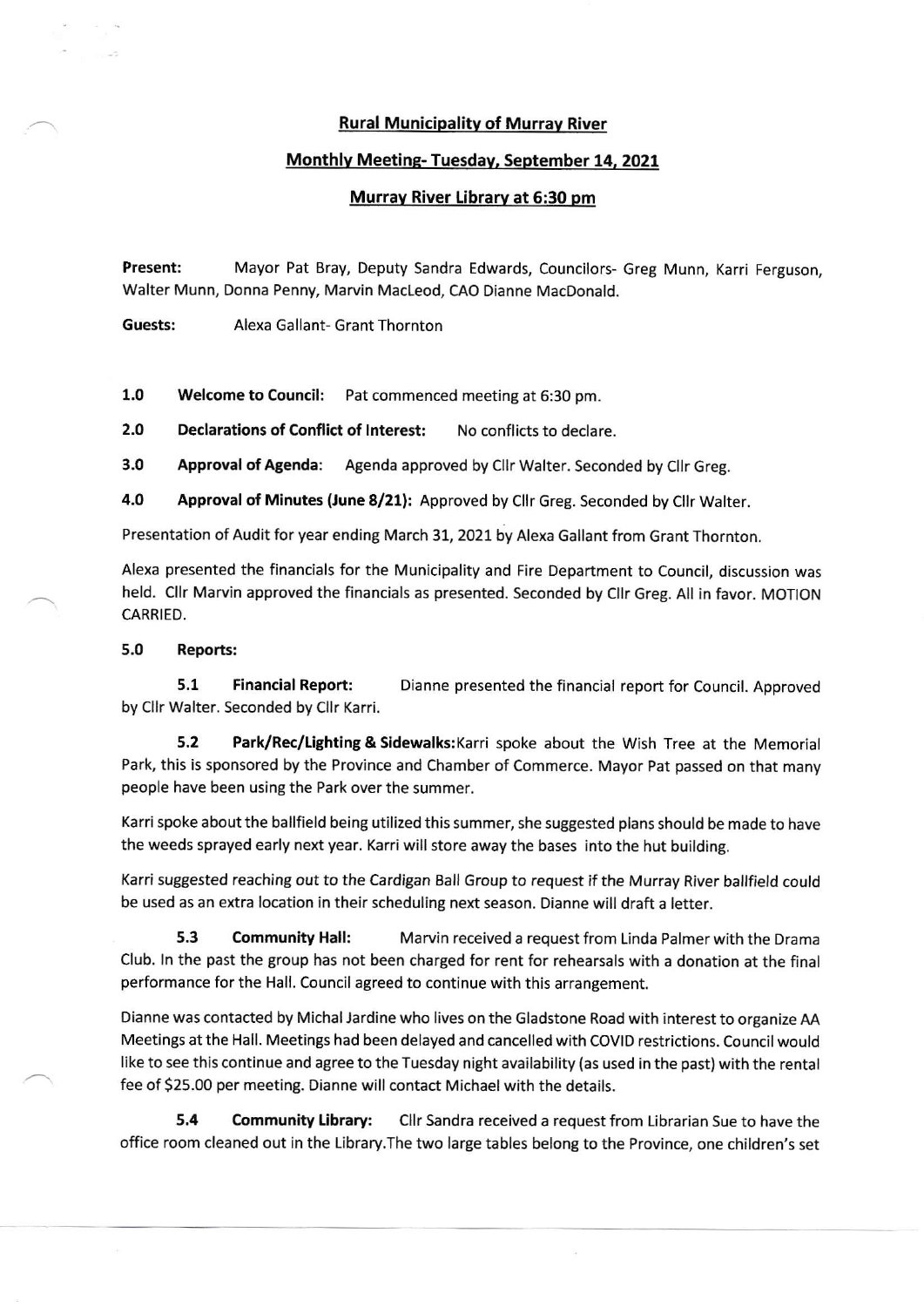**Rural Municipality of Murray River**

**Monthly Meeting- Tuesday, September 14, 2021**

**Murray River Library at 6:30 pm**

**Present:** Mayor Pat Bray, Deputy Sandra Edwards, Councilors- Greg Munn, Karri Ferguson, Walter Munn, Donna Penny, Marvin MacLeod, CAO Dianne MacDonald.

**Guests:** Alexa Gallant- Grant Thornton

**1.0 Welcome to Council:** Pat commenced meeting at 6:30 pm.

**2.0 Declarations of Conflict of Interest:** No conflicts to declare.

**3.0 Approval of Agenda:** Agenda approved by Cllr Walter. Seconded by Cllr Greg.

**4.0 Approval of Minutes (June 8/21):** Approved by Cllr Greg. Seconded by Cllr Walter.

Presentation of Audit for year ending March 31, 2021 by Alexa Gallant from Grant Thornton.

Alexa presented the financials for the Municipality and Fire Department to Council, discussion was held. Cllr Marvin approved the financials as presented. Seconded by Cllr Greg. All in favor. MOTION CARRIED.

**5.0 Reports:**

**5.1 Financial Report:** Dianne presented the financial report for Council. Approved by Cllr Walter. Seconded by Cllr Karri.

**5.2 Park/Rec/Lighting & Sidewalks:** Karri spoke about the Wish Tree at the Memorial Park, this is sponsored by the Province and Chamber of Commerce. Mayor Pat passed on that many people have been using the Park over the summer.

Karri spoke about the ballfield being utilized this summer, she suggested plans should be made to have the weeds sprayed early next year. Karri will store away the bases into the hut building.

Karri suggested reaching out to the Cardigan Ball Group to request if the Murray River ballfield could be used as an extra location in their scheduling next season. Dianne will draft a letter.

**5.3 Community Hall:** Marvin received a request from Linda Palmer with the Drama Club. In the past the group has not been charged for rent for rehearsals with a donation at the final performance for the Hall. Council agreed to continue with this arrangement.

Dianne was contacted by Michal Jardine who lives on the Gladstone Road with interest to organize AA Meetings at the Hall. Meetings had been delayed and cancelled with COVID restrictions. Council would like to see this continue and agree to the Tuesday night availability (as used in the past) with the rental fee of $25.00 per meeting. Dianne will contact Michael with the details.

**5.4 Community Library:** Cllr Sandra received a request from Librarian Sue to have the office room cleaned out in the Library.The two large tables belong to the Province, one children's set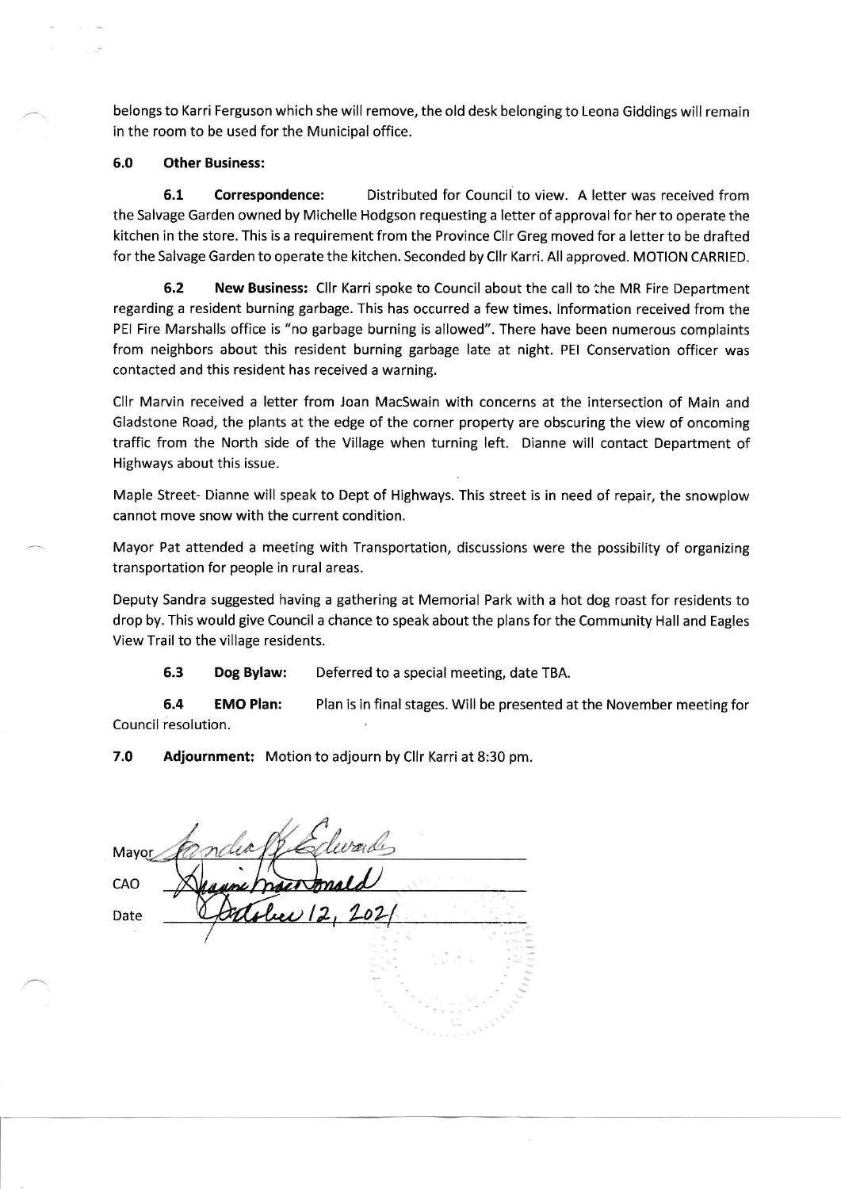belongs to Karri Ferguson which she will remove, the old desk belonging to Leona Giddings will remain in the room to be used for the Municipal office.

**6.0 Other Business:**

**6.1 Correspondence:** Distributed for Council to view. A letter was received from the Salvage Garden owned by Michelle Hodgson requesting a letter of approval for her to operate the kitchen in the store. This is a requirement from the Province Cllr Greg moved for a letter to be drafted for the Salvage Garden to operate the kitchen. Seconded by Cllr Karri. All approved. MOTION CARRIED.

**6.2 New Business:** Cllr Karri spoke to Council about the call to the MR Fire Department regarding a resident burning garbage. This has occurred a few times. Information received from the PEI Fire Marshalls office is "no garbage burning is allowed". There have been numerous complaints from neighbors about this resident burning garbage late at night. PEI Conservation officer was contacted and this resident has received a warning.

Cllr Marvin received a letter from Joan MacSwain with concerns at the intersection of Main and Gladstone Road, the plants at the edge of the corner property are obscuring the view of oncoming traffic from the North side of the Village when turning left. Dianne will contact Department of Highways about this issue.

Maple Street- Dianne will speak to Dept of Highways. This street is in need of repair, the snowplow cannot move snow with the current condition.

Mayor Pat attended a meeting with Transportation, discussions were the possibility of organizing transportation for people in rural areas.

Deputy Sandra suggested having a gathering at Memorial Park with a hot dog roast for residents to drop by. This would give Council a chance to speak about the plans for the Community Hall and Eagles View Trail to the village residents.

**6.3 Dog Bylaw:** Deferred to a special meeting, date TBA.

**6.4 EMO Plan:** Plan is in final stages. Will be presented at the November meeting for Council resolution.

**7.0 Adjournment:** Motion to adjourn by Cllr Karri at 8:30 pm.

Mayor Sandra K Edwards

CAO Dianne MacDonald

Date October 12, 2021